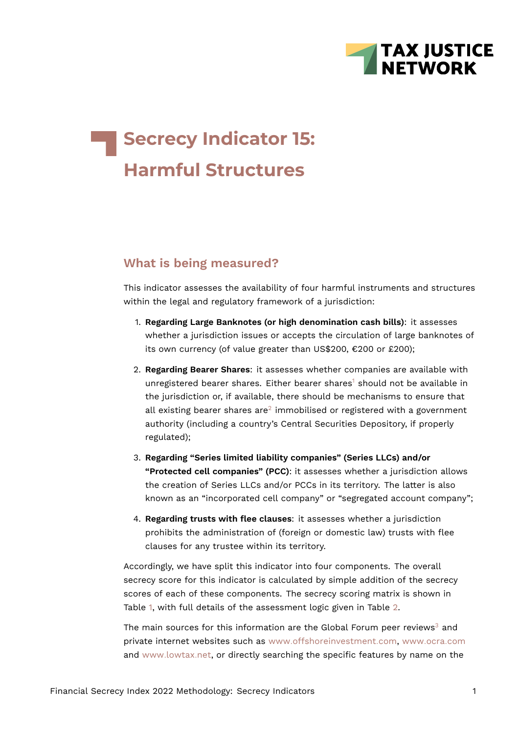# Secrecy Indicator 15: Harmful Structures

## What is being measured?

This indicator assesses the availability of four harmful instruments and structures within the legal and regulatory framework of a jurisdiction:

1. **Regarding Large Banknotes (or high denomination cash bills)**: it assesses whether a jurisdiction issues or accepts the circulation of large banknotes of its own currency (of value greater than US$200, €200 or £200);
2. **Regarding Bearer Shares**: it assesses whether companies are available with unregistered bearer shares. Either bearer shares[1] should not be available in the jurisdiction or, if available, there should be mechanisms to ensure that all existing bearer shares are[2] immobilised or registered with a government authority (including a country's Central Securities Depository, if properly regulated);
3. **Regarding "Series limited liability companies" (Series LLCs) and/or "Protected cell companies" (PCC)**: it assesses whether a jurisdiction allows the creation of Series LLCs and/or PCCs in its territory. The latter is also known as an "incorporated cell company" or "segregated account company";
4. **Regarding trusts with flee clauses**: it assesses whether a jurisdiction prohibits the administration of (foreign or domestic law) trusts with flee clauses for any trustee within its territory.

Accordingly, we have split this indicator into four components. The overall secrecy score for this indicator is calculated by simple addition of the secrecy scores of each of these components. The secrecy scoring matrix is shown in Table 1, with full details of the assessment logic given in Table 2.

The main sources for this information are the Global Forum peer reviews[3] and private internet websites such as www.offshoreinvestment.com, www.ocra.com and www.lowtax.net, or directly searching the specific features by name on the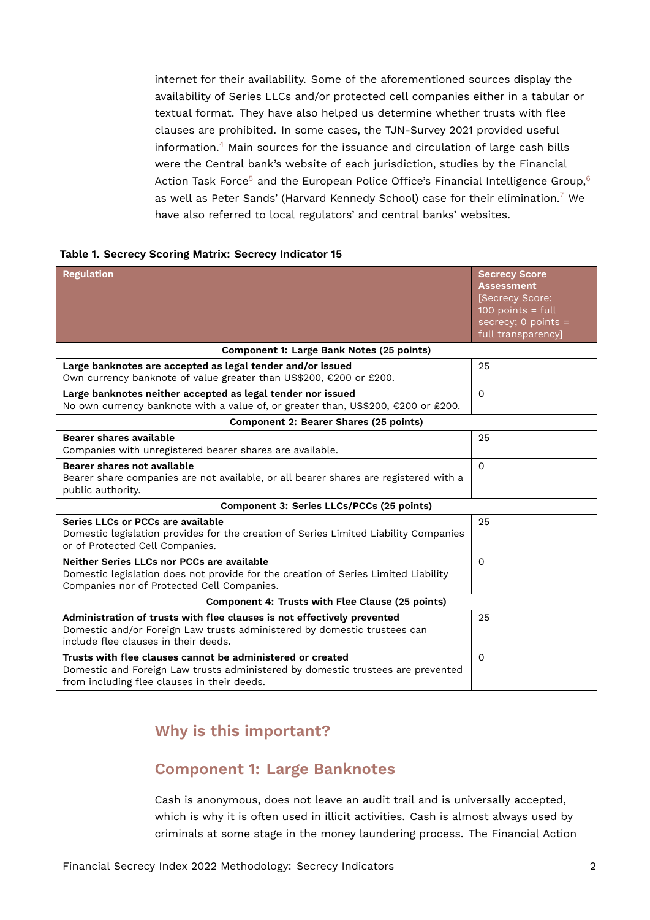internet for their availability. Some of the aforementioned sources display the availability of Series LLCs and/or protected cell companies either in a tabular or textual format. They have also helped us determine whether trusts with flee clauses are prohibited. In some cases, the TJN-Survey 2021 provided useful information.[4] Main sources for the issuance and circulation of large cash bills were the Central bank's website of each jurisdiction, studies by the Financial Action Task Force[5] and the European Police Office's Financial Intelligence Group,[6] as well as Peter Sands' (Harvard Kennedy School) case for their elimination.[7] We have also referred to local regulators' and central banks' websites.

**Table 1. Secrecy Scoring Matrix: Secrecy Indicator 15**

| Regulation | Secrecy Score Assessment [Secrecy Score: 100 points = full secrecy; 0 points = full transparency] |
|---|---|
| **Component 1: Large Bank Notes (25 points)** | |
| **Large banknotes are accepted as legal tender and/or issued** Own currency banknote of value greater than US$200, €200 or £200. | 25 |
| **Large banknotes neither accepted as legal tender nor issued** No own currency banknote with a value of, or greater than, US$200, €200 or £200. | 0 |
| **Component 2: Bearer Shares (25 points)** | |
| **Bearer shares available** Companies with unregistered bearer shares are available. | 25 |
| **Bearer shares not available** Bearer share companies are not available, or all bearer shares are registered with a public authority. | 0 |
| **Component 3: Series LLCs/PCCs (25 points)** | |
| **Series LLCs or PCCs are available** Domestic legislation provides for the creation of Series Limited Liability Companies or of Protected Cell Companies. | 25 |
| **Neither Series LLCs nor PCCs are available** Domestic legislation does not provide for the creation of Series Limited Liability Companies nor of Protected Cell Companies. | 0 |
| **Component 4: Trusts with Flee Clause (25 points)** | |
| **Administration of trusts with flee clauses is not effectively prevented** Domestic and/or Foreign Law trusts administered by domestic trustees can include flee clauses in their deeds. | 25 |
| **Trusts with flee clauses cannot be administered or created** Domestic and Foreign Law trusts administered by domestic trustees are prevented from including flee clauses in their deeds. | 0 |

## Why is this important?

## Component 1: Large Banknotes

Cash is anonymous, does not leave an audit trail and is universally accepted, which is why it is often used in illicit activities. Cash is almost always used by criminals at some stage in the money laundering process. The Financial Action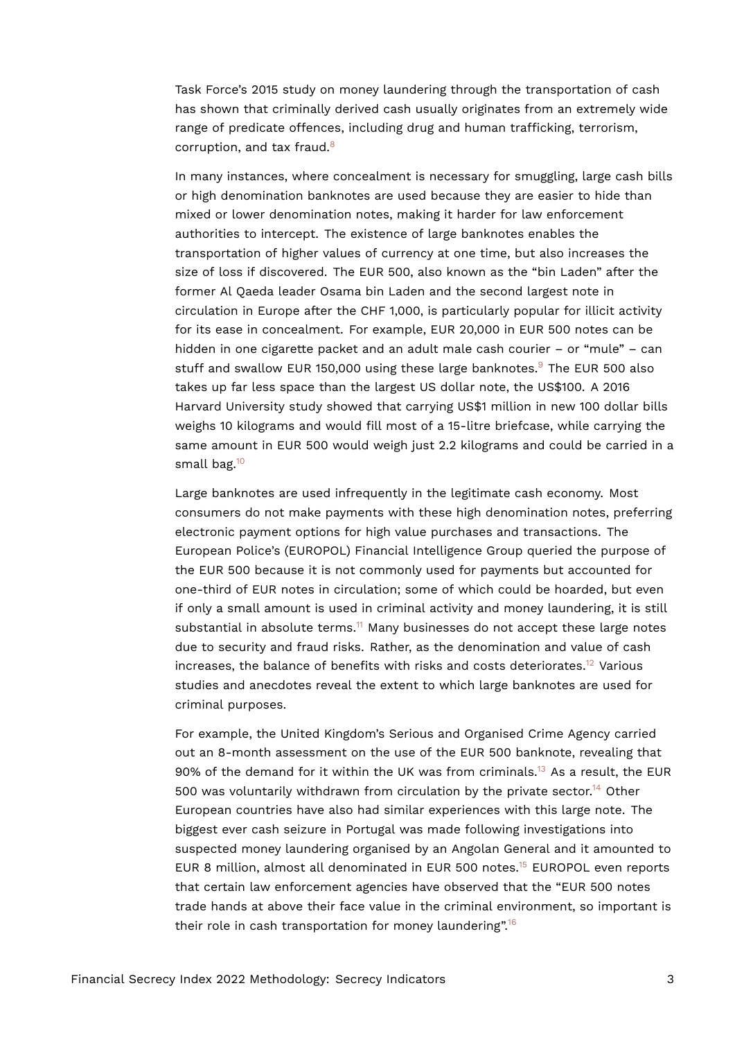Task Force's 2015 study on money laundering through the transportation of cash has shown that criminally derived cash usually originates from an extremely wide range of predicate offences, including drug and human trafficking, terrorism, corruption, and tax fraud.[8]

In many instances, where concealment is necessary for smuggling, large cash bills or high denomination banknotes are used because they are easier to hide than mixed or lower denomination notes, making it harder for law enforcement authorities to intercept. The existence of large banknotes enables the transportation of higher values of currency at one time, but also increases the size of loss if discovered. The EUR 500, also known as the "bin Laden" after the former Al Qaeda leader Osama bin Laden and the second largest note in circulation in Europe after the CHF 1,000, is particularly popular for illicit activity for its ease in concealment. For example, EUR 20,000 in EUR 500 notes can be hidden in one cigarette packet and an adult male cash courier – or "mule" – can stuff and swallow EUR 150,000 using these large banknotes.[9] The EUR 500 also takes up far less space than the largest US dollar note, the US$100. A 2016 Harvard University study showed that carrying US$1 million in new 100 dollar bills weighs 10 kilograms and would fill most of a 15-litre briefcase, while carrying the same amount in EUR 500 would weigh just 2.2 kilograms and could be carried in a small bag.[10]

Large banknotes are used infrequently in the legitimate cash economy. Most consumers do not make payments with these high denomination notes, preferring electronic payment options for high value purchases and transactions. The European Police's (EUROPOL) Financial Intelligence Group queried the purpose of the EUR 500 because it is not commonly used for payments but accounted for one-third of EUR notes in circulation; some of which could be hoarded, but even if only a small amount is used in criminal activity and money laundering, it is still substantial in absolute terms.[11] Many businesses do not accept these large notes due to security and fraud risks. Rather, as the denomination and value of cash increases, the balance of benefits with risks and costs deteriorates.[12] Various studies and anecdotes reveal the extent to which large banknotes are used for criminal purposes.

For example, the United Kingdom's Serious and Organised Crime Agency carried out an 8-month assessment on the use of the EUR 500 banknote, revealing that 90% of the demand for it within the UK was from criminals.[13] As a result, the EUR 500 was voluntarily withdrawn from circulation by the private sector.[14] Other European countries have also had similar experiences with this large note. The biggest ever cash seizure in Portugal was made following investigations into suspected money laundering organised by an Angolan General and it amounted to EUR 8 million, almost all denominated in EUR 500 notes.[15] EUROPOL even reports that certain law enforcement agencies have observed that the "EUR 500 notes trade hands at above their face value in the criminal environment, so important is their role in cash transportation for money laundering".[16]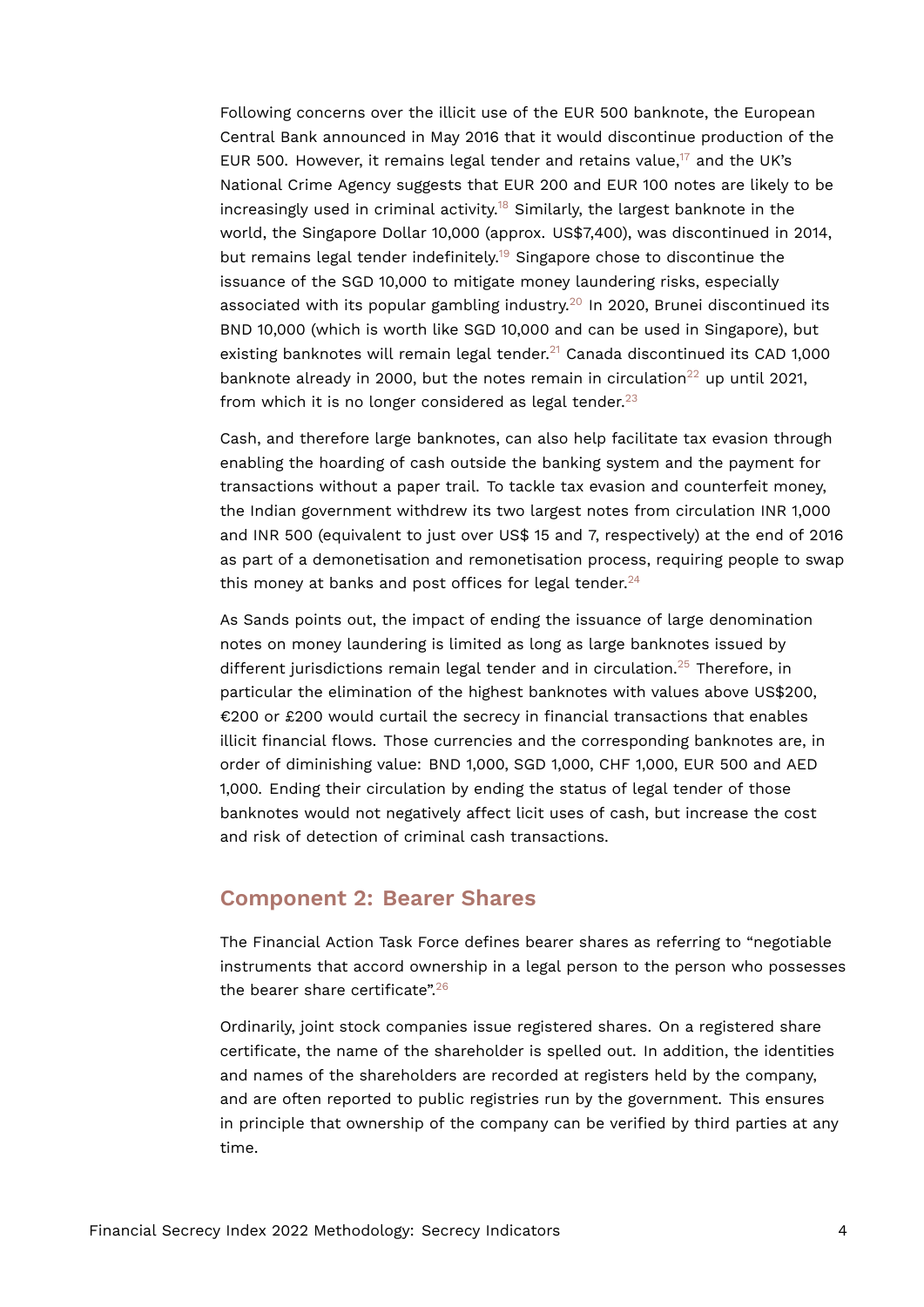Following concerns over the illicit use of the EUR 500 banknote, the European Central Bank announced in May 2016 that it would discontinue production of the EUR 500. However, it remains legal tender and retains value,[17] and the UK's National Crime Agency suggests that EUR 200 and EUR 100 notes are likely to be increasingly used in criminal activity.[18] Similarly, the largest banknote in the world, the Singapore Dollar 10,000 (approx. US$7,400), was discontinued in 2014, but remains legal tender indefinitely.[19] Singapore chose to discontinue the issuance of the SGD 10,000 to mitigate money laundering risks, especially associated with its popular gambling industry.[20] In 2020, Brunei discontinued its BND 10,000 (which is worth like SGD 10,000 and can be used in Singapore), but existing banknotes will remain legal tender.[21] Canada discontinued its CAD 1,000 banknote already in 2000, but the notes remain in circulation[22] up until 2021, from which it is no longer considered as legal tender.[23]

Cash, and therefore large banknotes, can also help facilitate tax evasion through enabling the hoarding of cash outside the banking system and the payment for transactions without a paper trail. To tackle tax evasion and counterfeit money, the Indian government withdrew its two largest notes from circulation INR 1,000 and INR 500 (equivalent to just over US$ 15 and 7, respectively) at the end of 2016 as part of a demonetisation and remonetisation process, requiring people to swap this money at banks and post offices for legal tender.[24]

As Sands points out, the impact of ending the issuance of large denomination notes on money laundering is limited as long as large banknotes issued by different jurisdictions remain legal tender and in circulation.[25] Therefore, in particular the elimination of the highest banknotes with values above US$200, €200 or £200 would curtail the secrecy in financial transactions that enables illicit financial flows. Those currencies and the corresponding banknotes are, in order of diminishing value: BND 1,000, SGD 1,000, CHF 1,000, EUR 500 and AED 1,000. Ending their circulation by ending the status of legal tender of those banknotes would not negatively affect licit uses of cash, but increase the cost and risk of detection of criminal cash transactions.

## Component 2: Bearer Shares

The Financial Action Task Force defines bearer shares as referring to "negotiable instruments that accord ownership in a legal person to the person who possesses the bearer share certificate".[26]

Ordinarily, joint stock companies issue registered shares. On a registered share certificate, the name of the shareholder is spelled out. In addition, the identities and names of the shareholders are recorded at registers held by the company, and are often reported to public registries run by the government. This ensures in principle that ownership of the company can be verified by third parties at any time.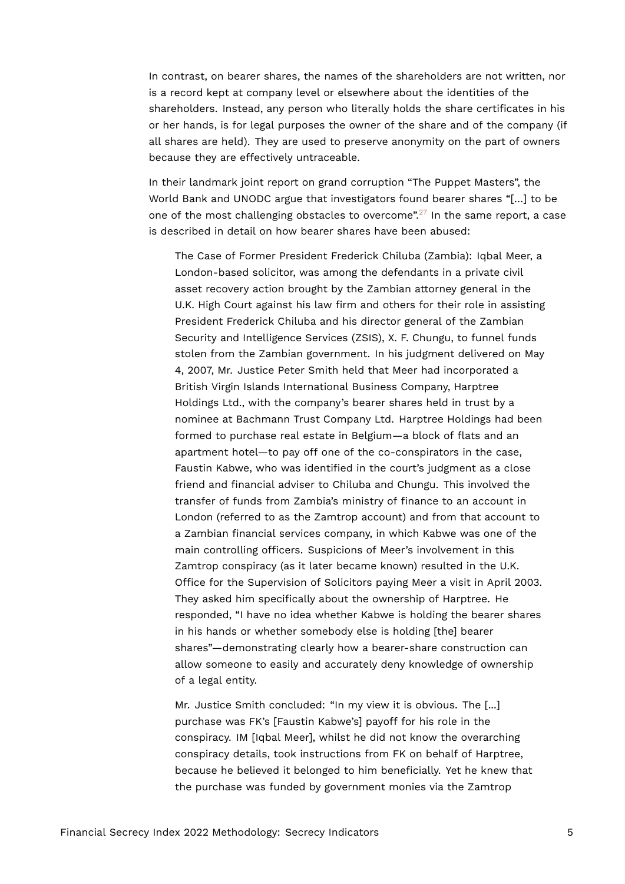In contrast, on bearer shares, the names of the shareholders are not written, nor is a record kept at company level or elsewhere about the identities of the shareholders. Instead, any person who literally holds the share certificates in his or her hands, is for legal purposes the owner of the share and of the company (if all shares are held). They are used to preserve anonymity on the part of owners because they are effectively untraceable.

In their landmark joint report on grand corruption "The Puppet Masters", the World Bank and UNODC argue that investigators found bearer shares "[…] to be one of the most challenging obstacles to overcome".[27] In the same report, a case is described in detail on how bearer shares have been abused:

> The Case of Former President Frederick Chiluba (Zambia): Iqbal Meer, a London-based solicitor, was among the defendants in a private civil asset recovery action brought by the Zambian attorney general in the U.K. High Court against his law firm and others for their role in assisting President Frederick Chiluba and his director general of the Zambian Security and Intelligence Services (ZSIS), X. F. Chungu, to funnel funds stolen from the Zambian government. In his judgment delivered on May 4, 2007, Mr. Justice Peter Smith held that Meer had incorporated a British Virgin Islands International Business Company, Harptree Holdings Ltd., with the company's bearer shares held in trust by a nominee at Bachmann Trust Company Ltd. Harptree Holdings had been formed to purchase real estate in Belgium—a block of flats and an apartment hotel—to pay off one of the co-conspirators in the case, Faustin Kabwe, who was identified in the court's judgment as a close friend and financial adviser to Chiluba and Chungu. This involved the transfer of funds from Zambia's ministry of finance to an account in London (referred to as the Zamtrop account) and from that account to a Zambian financial services company, in which Kabwe was one of the main controlling officers. Suspicions of Meer's involvement in this Zamtrop conspiracy (as it later became known) resulted in the U.K. Office for the Supervision of Solicitors paying Meer a visit in April 2003. They asked him specifically about the ownership of Harptree. He responded, "I have no idea whether Kabwe is holding the bearer shares in his hands or whether somebody else is holding [the] bearer shares"—demonstrating clearly how a bearer-share construction can allow someone to easily and accurately deny knowledge of ownership of a legal entity.
>
> Mr. Justice Smith concluded: "In my view it is obvious. The […] purchase was FK's [Faustin Kabwe's] payoff for his role in the conspiracy. IM [Iqbal Meer], whilst he did not know the overarching conspiracy details, took instructions from FK on behalf of Harptree, because he believed it belonged to him beneficially. Yet he knew that the purchase was funded by government monies via the Zamtrop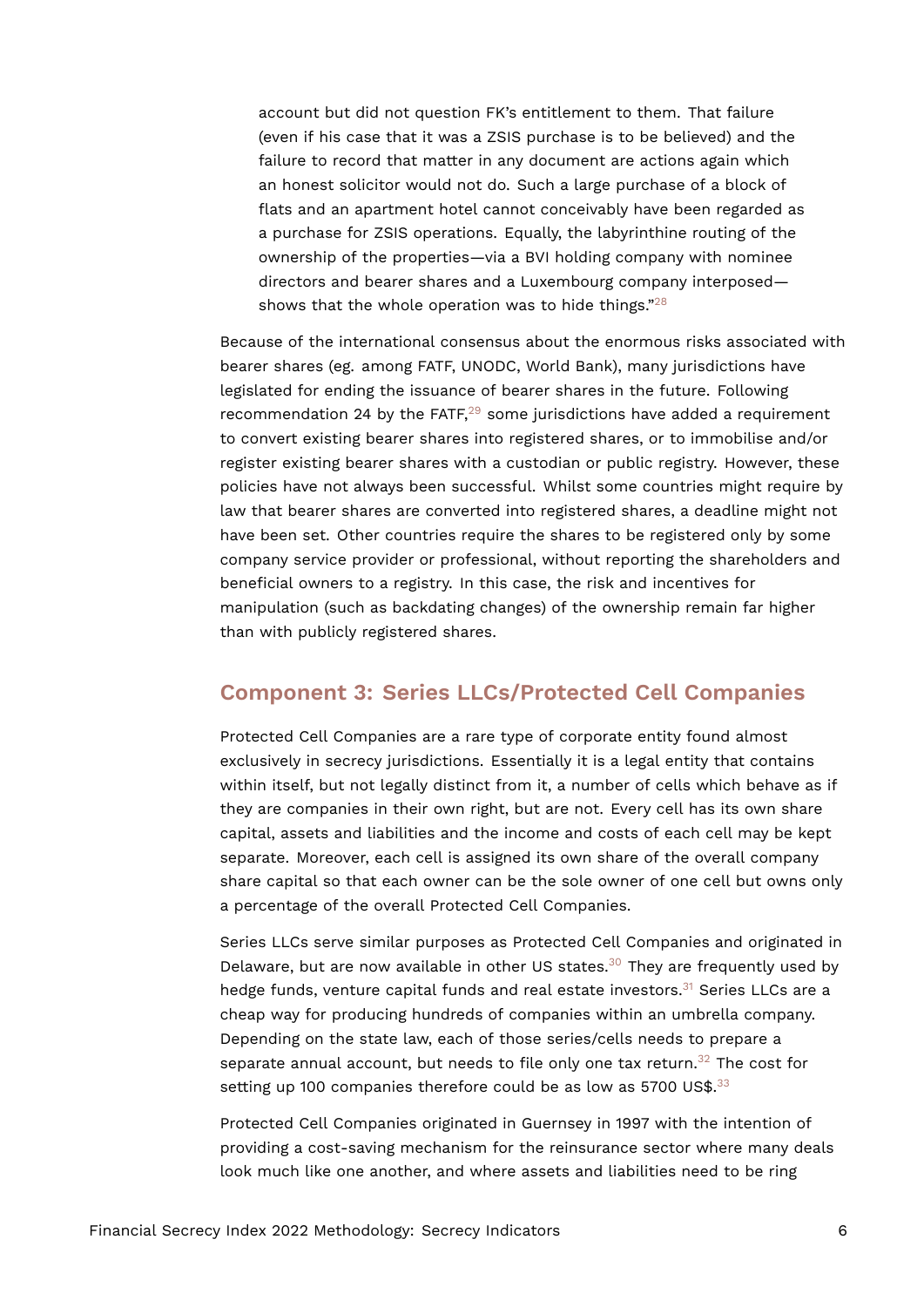account but did not question FK's entitlement to them. That failure (even if his case that it was a ZSIS purchase is to be believed) and the failure to record that matter in any document are actions again which an honest solicitor would not do. Such a large purchase of a block of flats and an apartment hotel cannot conceivably have been regarded as a purchase for ZSIS operations. Equally, the labyrinthine routing of the ownership of the properties—via a BVI holding company with nominee directors and bearer shares and a Luxembourg company interposed—shows that the whole operation was to hide things."[28]

Because of the international consensus about the enormous risks associated with bearer shares (eg. among FATF, UNODC, World Bank), many jurisdictions have legislated for ending the issuance of bearer shares in the future. Following recommendation 24 by the FATF,[29] some jurisdictions have added a requirement to convert existing bearer shares into registered shares, or to immobilise and/or register existing bearer shares with a custodian or public registry. However, these policies have not always been successful. Whilst some countries might require by law that bearer shares are converted into registered shares, a deadline might not have been set. Other countries require the shares to be registered only by some company service provider or professional, without reporting the shareholders and beneficial owners to a registry. In this case, the risk and incentives for manipulation (such as backdating changes) of the ownership remain far higher than with publicly registered shares.

## Component 3: Series LLCs/Protected Cell Companies

Protected Cell Companies are a rare type of corporate entity found almost exclusively in secrecy jurisdictions. Essentially it is a legal entity that contains within itself, but not legally distinct from it, a number of cells which behave as if they are companies in their own right, but are not. Every cell has its own share capital, assets and liabilities and the income and costs of each cell may be kept separate. Moreover, each cell is assigned its own share of the overall company share capital so that each owner can be the sole owner of one cell but owns only a percentage of the overall Protected Cell Companies.

Series LLCs serve similar purposes as Protected Cell Companies and originated in Delaware, but are now available in other US states.[30] They are frequently used by hedge funds, venture capital funds and real estate investors.[31] Series LLCs are a cheap way for producing hundreds of companies within an umbrella company. Depending on the state law, each of those series/cells needs to prepare a separate annual account, but needs to file only one tax return.[32] The cost for setting up 100 companies therefore could be as low as 5700 US$.[33]

Protected Cell Companies originated in Guernsey in 1997 with the intention of providing a cost-saving mechanism for the reinsurance sector where many deals look much like one another, and where assets and liabilities need to be ring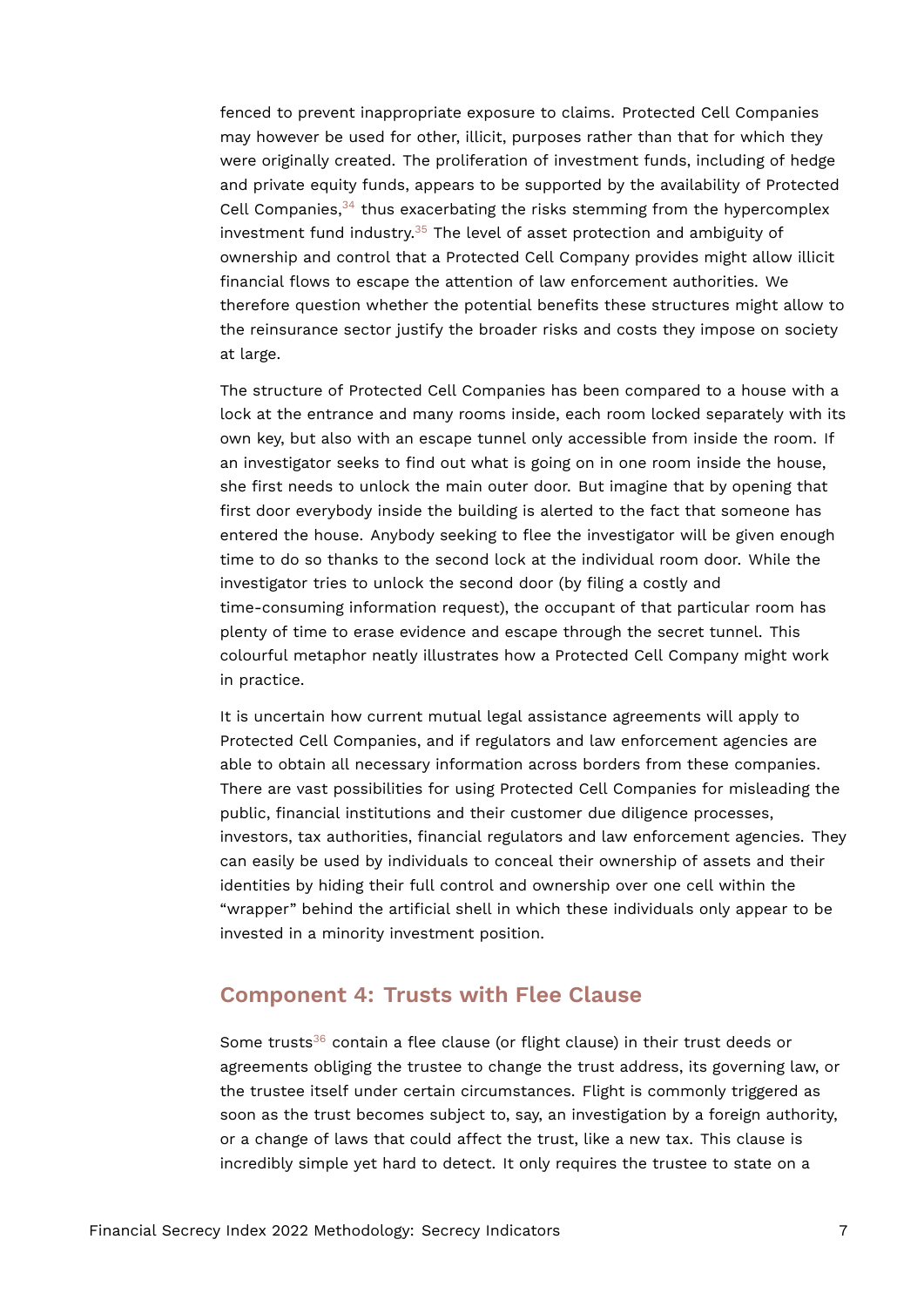fenced to prevent inappropriate exposure to claims. Protected Cell Companies may however be used for other, illicit, purposes rather than that for which they were originally created. The proliferation of investment funds, including of hedge and private equity funds, appears to be supported by the availability of Protected Cell Companies,[34] thus exacerbating the risks stemming from the hypercomplex investment fund industry.[35] The level of asset protection and ambiguity of ownership and control that a Protected Cell Company provides might allow illicit financial flows to escape the attention of law enforcement authorities. We therefore question whether the potential benefits these structures might allow to the reinsurance sector justify the broader risks and costs they impose on society at large.

The structure of Protected Cell Companies has been compared to a house with a lock at the entrance and many rooms inside, each room locked separately with its own key, but also with an escape tunnel only accessible from inside the room. If an investigator seeks to find out what is going on in one room inside the house, she first needs to unlock the main outer door. But imagine that by opening that first door everybody inside the building is alerted to the fact that someone has entered the house. Anybody seeking to flee the investigator will be given enough time to do so thanks to the second lock at the individual room door. While the investigator tries to unlock the second door (by filing a costly and time-consuming information request), the occupant of that particular room has plenty of time to erase evidence and escape through the secret tunnel. This colourful metaphor neatly illustrates how a Protected Cell Company might work in practice.

It is uncertain how current mutual legal assistance agreements will apply to Protected Cell Companies, and if regulators and law enforcement agencies are able to obtain all necessary information across borders from these companies. There are vast possibilities for using Protected Cell Companies for misleading the public, financial institutions and their customer due diligence processes, investors, tax authorities, financial regulators and law enforcement agencies. They can easily be used by individuals to conceal their ownership of assets and their identities by hiding their full control and ownership over one cell within the "wrapper" behind the artificial shell in which these individuals only appear to be invested in a minority investment position.

## Component 4: Trusts with Flee Clause

Some trusts[36] contain a flee clause (or flight clause) in their trust deeds or agreements obliging the trustee to change the trust address, its governing law, or the trustee itself under certain circumstances. Flight is commonly triggered as soon as the trust becomes subject to, say, an investigation by a foreign authority, or a change of laws that could affect the trust, like a new tax. This clause is incredibly simple yet hard to detect. It only requires the trustee to state on a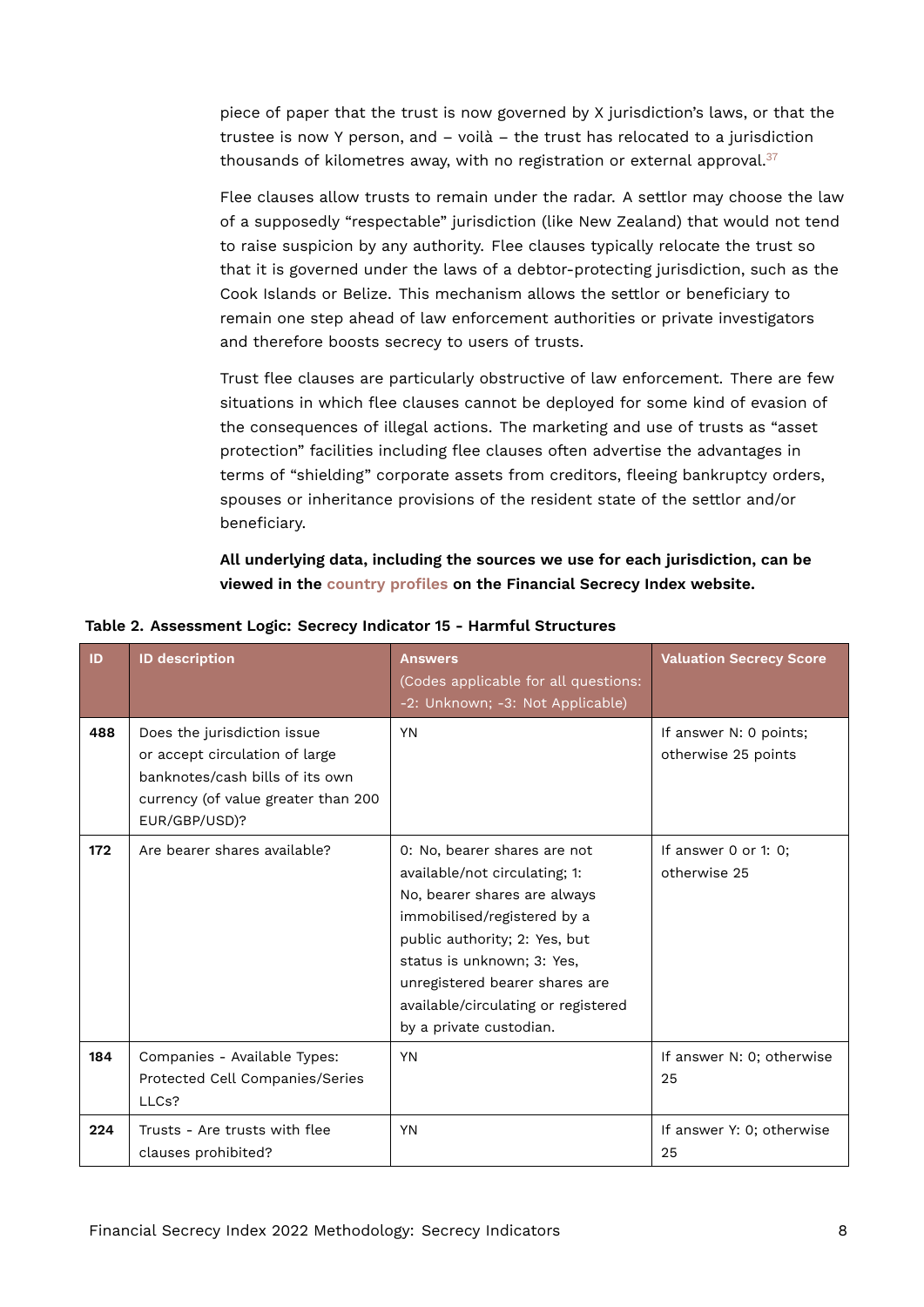piece of paper that the trust is now governed by X jurisdiction's laws, or that the trustee is now Y person, and – voilà – the trust has relocated to a jurisdiction thousands of kilometres away, with no registration or external approval.[37]

Flee clauses allow trusts to remain under the radar. A settlor may choose the law of a supposedly "respectable" jurisdiction (like New Zealand) that would not tend to raise suspicion by any authority. Flee clauses typically relocate the trust so that it is governed under the laws of a debtor-protecting jurisdiction, such as the Cook Islands or Belize. This mechanism allows the settlor or beneficiary to remain one step ahead of law enforcement authorities or private investigators and therefore boosts secrecy to users of trusts.

Trust flee clauses are particularly obstructive of law enforcement. There are few situations in which flee clauses cannot be deployed for some kind of evasion of the consequences of illegal actions. The marketing and use of trusts as "asset protection" facilities including flee clauses often advertise the advantages in terms of "shielding" corporate assets from creditors, fleeing bankruptcy orders, spouses or inheritance provisions of the resident state of the settlor and/or beneficiary.

**All underlying data, including the sources we use for each jurisdiction, can be viewed in the country profiles on the Financial Secrecy Index website.**

**Table 2. Assessment Logic: Secrecy Indicator 15 - Harmful Structures**

| ID | ID description | Answers (Codes applicable for all questions: -2: Unknown; -3: Not Applicable) | Valuation Secrecy Score |
|---|---|---|---|
| 488 | Does the jurisdiction issue or accept circulation of large banknotes/cash bills of its own currency (of value greater than 200 EUR/GBP/USD)? | YN | If answer N: 0 points; otherwise 25 points |
| 172 | Are bearer shares available? | 0: No, bearer shares are not available/not circulating; 1: No, bearer shares are always immobilised/registered by a public authority; 2: Yes, but status is unknown; 3: Yes, unregistered bearer shares are available/circulating or registered by a private custodian. | If answer 0 or 1: 0; otherwise 25 |
| 184 | Companies - Available Types: Protected Cell Companies/Series LLCs? | YN | If answer N: 0; otherwise 25 |
| 224 | Trusts - Are trusts with flee clauses prohibited? | YN | If answer Y: 0; otherwise 25 |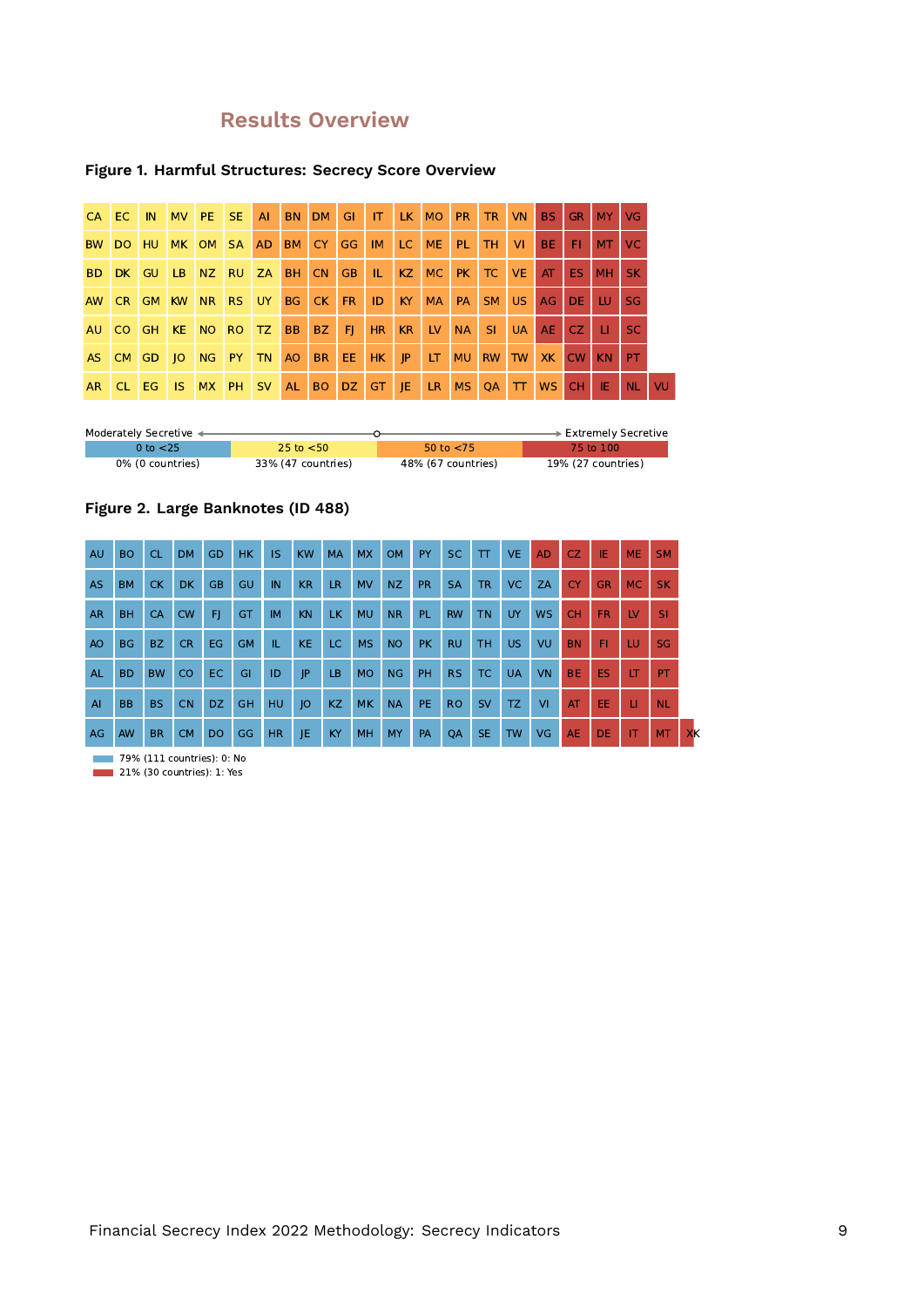## Results Overview

**Figure 1. Harmful Structures: Secrecy Score Overview**

| | | | | | | | | | | | | | | | | | | | | |
|---|---|---|---|---|---|---|---|---|---|---|---|---|---|---|---|---|---|---|---|---|
| CA | EC | IN | MV | PE | SE | AI | BN | DM | GI | IT | LK | MO | PR | TR | VN | BS | GR | MY | VG | |
| BW | DO | HU | MK | OM | SA | AD | BM | CY | GG | IM | LC | ME | PL | TH | VI | BE | FI | MT | VC | |
| BD | DK | GU | LB | NZ | RU | ZA | BH | CN | GB | IL | KZ | MC | PK | TC | VE | AT | ES | MH | SK | |
| AW | CR | GM | KW | NR | RS | UY | BG | CK | FR | ID | KY | MA | PA | SM | US | AG | DE | LU | SG | |
| AU | CO | GH | KE | NO | RO | TZ | BB | BZ | FJ | HR | KR | LV | NA | SI | UA | AE | CZ | LI | SC | |
| AS | CM | GD | JO | NG | PY | TN | AO | BR | EE | HK | JP | LT | MU | RW | TW | XK | CW | KN | PT | |
| AR | CL | EG | IS | MX | PH | SV | AL | BO | DZ | GT | JE | LR | MS | QA | TT | WS | CH | IE | NL | VU |

Moderately Secretive ← → Extremely Secretive

| 0 to <25 | 25 to <50 | 50 to <75 | 75 to 100 |
|---|---|---|---|
| 0% (0 countries) | 33% (47 countries) | 48% (67 countries) | 19% (27 countries) |

**Figure 2. Large Banknotes (ID 488)**

| | | | | | | | | | | | | | | | | | | | | |
|---|---|---|---|---|---|---|---|---|---|---|---|---|---|---|---|---|---|---|---|---|
| AU | BO | CL | DM | GD | HK | IS | KW | MA | MX | OM | PY | SC | TT | VE | AD | CZ | IE | ME | SM | |
| AS | BM | CK | DK | GB | GU | IN | KR | LR | MV | NZ | PR | SA | TR | VC | ZA | CY | GR | MC | SK | |
| AR | BH | CA | CW | FJ | GT | IM | KN | LK | MU | NR | PL | RW | TN | UY | WS | CH | FR | LV | SI | |
| AO | BG | BZ | CR | EG | GM | IL | KE | LC | MS | NO | PK | RU | TH | US | VU | BN | FI | LU | SG | |
| AL | BD | BW | CO | EC | GI | ID | JP | LB | MO | NG | PH | RS | TC | UA | VN | BE | ES | LT | PT | |
| AI | BB | BS | CN | DZ | GH | HU | JO | KZ | MK | NA | PE | RO | SV | TZ | VI | AT | EE | LI | NL | |
| AG | AW | BR | CM | DO | GG | HR | JE | KY | MH | MY | PA | QA | SE | TW | VG | AE | DE | IT | MT | XK |

- 79% (111 countries): 0: No
- 21% (30 countries): 1: Yes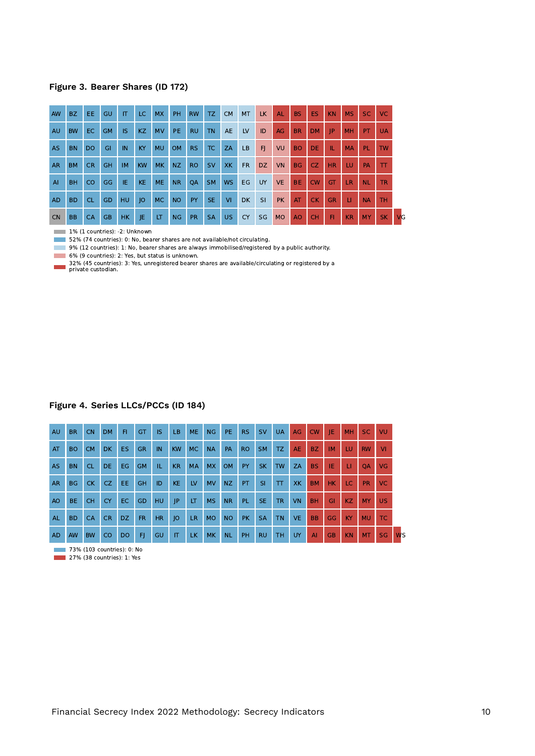**Figure 3. Bearer Shares (ID 172)**

| | | | | | | | | | | | | | | | | | | | | |
|---|---|---|---|---|---|---|---|---|---|---|---|---|---|---|---|---|---|---|---|---|
| AW | BZ | EE | GU | IT | LC | MX | PH | RW | TZ | CM | MT | LK | AL | BS | ES | KN | MS | SC | VC | |
| AU | BW | EC | GM | IS | KZ | MV | PE | RU | TN | AE | LV | ID | AG | BR | DM | JP | MH | PT | UA | |
| AS | BN | DO | GI | IN | KY | MU | OM | RS | TC | ZA | LB | FJ | VU | BO | DE | IL | MA | PL | TW | |
| AR | BM | CR | GH | IM | KW | MK | NZ | RO | SV | XK | FR | DZ | VN | BG | CZ | HR | LU | PA | TT | |
| AI | BH | CO | GG | IE | KE | ME | NR | QA | SM | WS | EG | UY | VE | BE | CW | GT | LR | NL | TR | |
| AD | BD | CL | GD | HU | JO | MC | NO | PY | SE | VI | DK | SI | PK | AT | CK | GR | LI | NA | TH | |
| CN | BB | CA | GB | HK | JE | LT | NG | PR | SA | US | CY | SG | MO | AO | CH | FI | KR | MY | SK | VG |

- 1% (1 countries): -2: Unknown
- 52% (74 countries): 0: No, bearer shares are not available/not circulating.
- 9% (12 countries): 1: No, bearer shares are always immobilised/registered by a public authority.
- 6% (9 countries): 2: Yes, but status is unknown.
- 32% (45 countries): 3: Yes, unregistered bearer shares are available/circulating or registered by a private custodian.

**Figure 4. Series LLCs/PCCs (ID 184)**

| | | | | | | | | | | | | | | | | | | | | |
|---|---|---|---|---|---|---|---|---|---|---|---|---|---|---|---|---|---|---|---|---|
| AU | BR | CN | DM | FI | GT | IS | LB | ME | NG | PE | RS | SV | UA | AG | CW | JE | MH | SC | VU | |
| AT | BO | CM | DK | ES | GR | IN | KW | MC | NA | PA | RO | SM | TZ | AE | BZ | IM | LU | RW | VI | |
| AS | BN | CL | DE | EG | GM | IL | KR | MA | MX | OM | PY | SK | TW | ZA | BS | IE | LI | QA | VG | |
| AR | BG | CK | CZ | EE | GH | ID | KE | LV | MV | NZ | PT | SI | TT | XK | BM | HK | LC | PR | VC | |
| AO | BE | CH | CY | EC | GD | HU | JP | LT | MS | NR | PL | SE | TR | VN | BH | GI | KZ | MY | US | |
| AL | BD | CA | CR | DZ | FR | HR | JO | LR | MO | NO | PK | SA | TN | VE | BB | GG | KY | MU | TC | |
| AD | AW | BW | CO | DO | FJ | GU | IT | LK | MK | NL | PH | RU | TH | UY | AI | GB | KN | MT | SG | WS |

- 73% (103 countries): 0: No
- 27% (38 countries): 1: Yes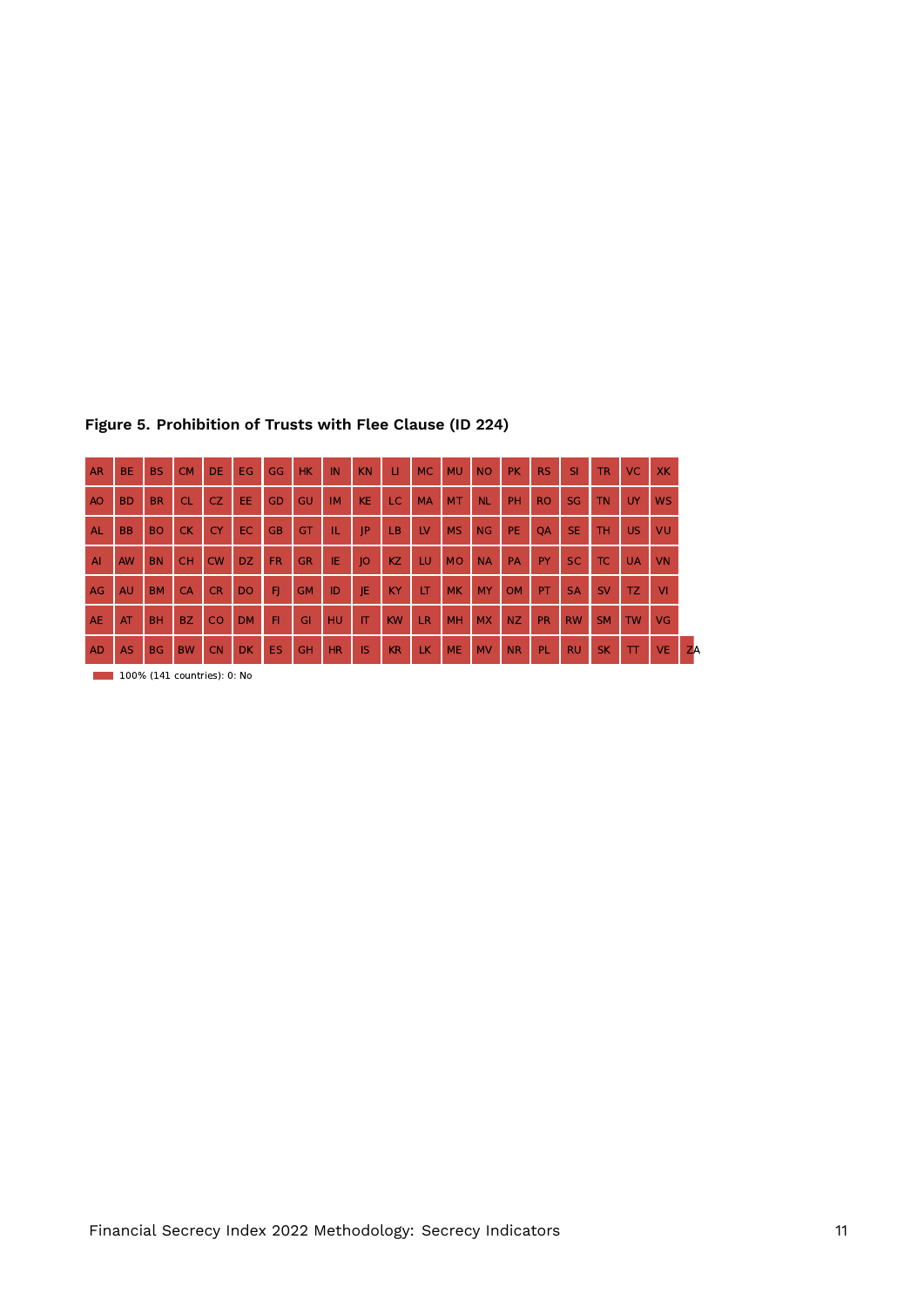**Figure 5. Prohibition of Trusts with Flee Clause (ID 224)**

| | | | | | | | | | | | | | | | | | | | | |
|---|---|---|---|---|---|---|---|---|---|---|---|---|---|---|---|---|---|---|---|---|
| AR | BE | BS | CM | DE | EG | GG | HK | IN | KN | LI | MC | MU | NO | PK | RS | SI | TR | VC | XK | |
| AO | BD | BR | CL | CZ | EE | GD | GU | IM | KE | LC | MA | MT | NL | PH | RO | SG | TN | UY | WS | |
| AL | BB | BO | CK | CY | EC | GB | GT | IL | JP | LB | LV | MS | NG | PE | QA | SE | TH | US | VU | |
| AI | AW | BN | CH | CW | DZ | FR | GR | IE | JO | KZ | LU | MO | NA | PA | PY | SC | TC | UA | VN | |
| AG | AU | BM | CA | CR | DO | FJ | GM | ID | JE | KY | LT | MK | MY | OM | PT | SA | SV | TZ | VI | |
| AE | AT | BH | BZ | CO | DM | FI | GI | HU | IT | KW | LR | MH | MX | NZ | PR | RW | SM | TW | VG | |
| AD | AS | BG | BW | CN | DK | ES | GH | HR | IS | KR | LK | ME | MV | NR | PL | RU | SK | TT | VE | ZA |

100% (141 countries): 0: No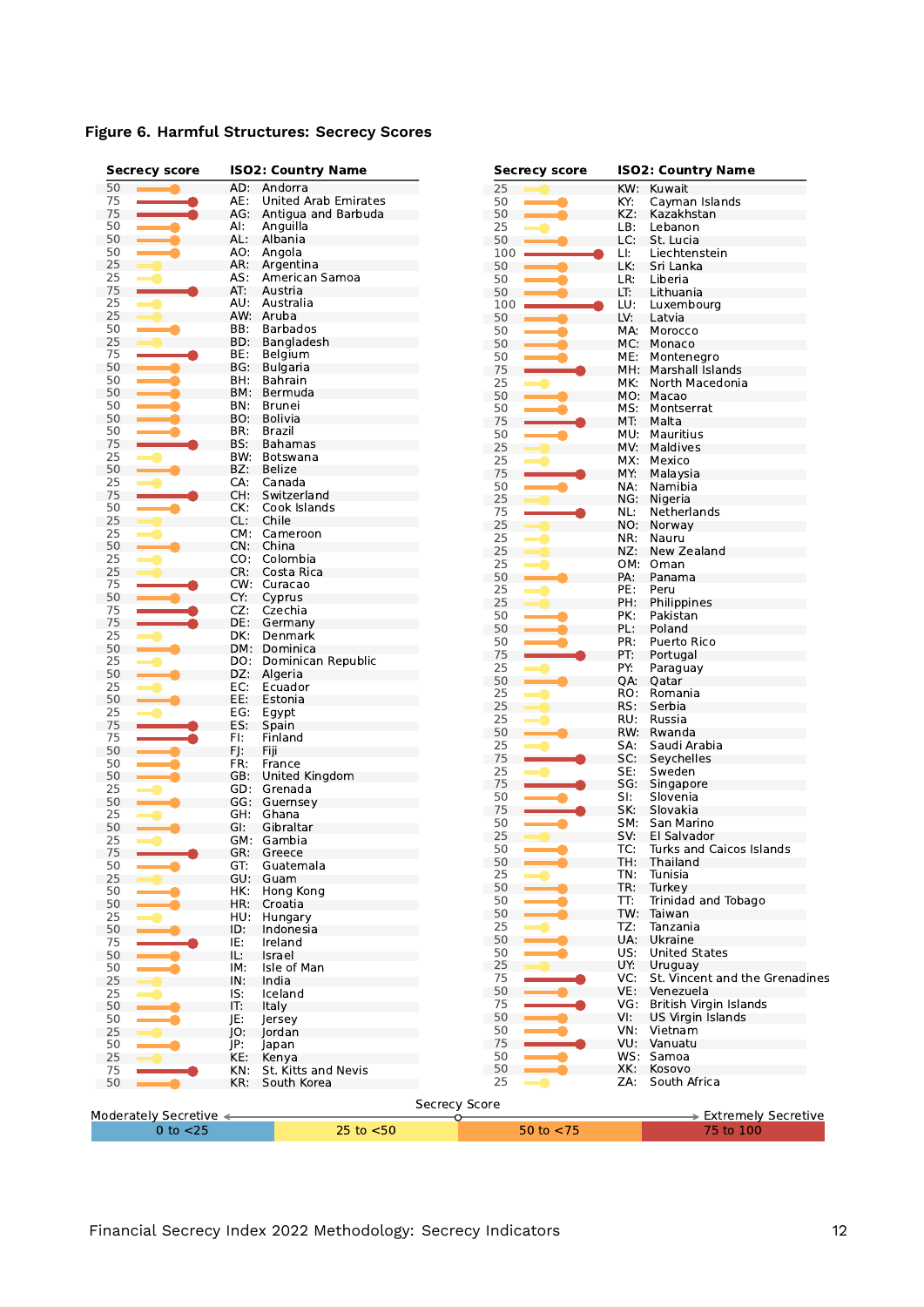**Figure 6. Harmful Structures: Secrecy Scores**

| Secrecy score | ISO2: Country Name |
|---|---|
| 50 | AD: Andorra |
| 75 | AE: United Arab Emirates |
| 75 | AG: Antigua and Barbuda |
| 50 | AI: Anguilla |
| 50 | AL: Albania |
| 50 | AO: Angola |
| 25 | AR: Argentina |
| 25 | AS: American Samoa |
| 75 | AT: Austria |
| 25 | AU: Australia |
| 25 | AW: Aruba |
| 50 | BB: Barbados |
| 25 | BD: Bangladesh |
| 75 | BE: Belgium |
| 50 | BG: Bulgaria |
| 50 | BH: Bahrain |
| 50 | BM: Bermuda |
| 50 | BN: Brunei |
| 50 | BO: Bolivia |
| 50 | BR: Brazil |
| 75 | BS: Bahamas |
| 25 | BW: Botswana |
| 50 | BZ: Belize |
| 25 | CA: Canada |
| 75 | CH: Switzerland |
| 50 | CK: Cook Islands |
| 25 | CL: Chile |
| 25 | CM: Cameroon |
| 50 | CN: China |
| 25 | CO: Colombia |
| 25 | CR: Costa Rica |
| 75 | CW: Curacao |
| 50 | CY: Cyprus |
| 75 | CZ: Czechia |
| 75 | DE: Germany |
| 25 | DK: Denmark |
| 50 | DM: Dominica |
| 25 | DO: Dominican Republic |
| 50 | DZ: Algeria |
| 25 | EC: Ecuador |
| 50 | EE: Estonia |
| 25 | EG: Egypt |
| 75 | ES: Spain |
| 75 | FI: Finland |
| 50 | FJ: Fiji |
| 50 | FR: France |
| 50 | GB: United Kingdom |
| 25 | GD: Grenada |
| 50 | GG: Guernsey |
| 25 | GH: Ghana |
| 50 | GI: Gibraltar |
| 25 | GM: Gambia |
| 75 | GR: Greece |
| 50 | GT: Guatemala |
| 25 | GU: Guam |
| 50 | HK: Hong Kong |
| 50 | HR: Croatia |
| 25 | HU: Hungary |
| 50 | ID: Indonesia |
| 75 | IE: Ireland |
| 50 | IL: Israel |
| 50 | IM: Isle of Man |
| 25 | IN: India |
| 25 | IS: Iceland |
| 50 | IT: Italy |
| 50 | JE: Jersey |
| 25 | JO: Jordan |
| 50 | JP: Japan |
| 25 | KE: Kenya |
| 75 | KN: St. Kitts and Nevis |
| 50 | KR: South Korea |
| 25 | KW: Kuwait |
| 50 | KY: Cayman Islands |
| 50 | KZ: Kazakhstan |
| 25 | LB: Lebanon |
| 50 | LC: St. Lucia |
| 100 | LI: Liechtenstein |
| 50 | LK: Sri Lanka |
| 50 | LR: Liberia |
| 50 | LT: Lithuania |
| 100 | LU: Luxembourg |
| 50 | LV: Latvia |
| 50 | MA: Morocco |
| 50 | MC: Monaco |
| 50 | ME: Montenegro |
| 75 | MH: Marshall Islands |
| 25 | MK: North Macedonia |
| 50 | MO: Macao |
| 50 | MS: Montserrat |
| 75 | MT: Malta |
| 50 | MU: Mauritius |
| 25 | MV: Maldives |
| 25 | MX: Mexico |
| 75 | MY: Malaysia |
| 50 | NA: Namibia |
| 25 | NG: Nigeria |
| 75 | NL: Netherlands |
| 25 | NO: Norway |
| 25 | NR: Nauru |
| 25 | NZ: New Zealand |
| 25 | OM: Oman |
| 50 | PA: Panama |
| 25 | PE: Peru |
| 25 | PH: Philippines |
| 50 | PK: Pakistan |
| 50 | PL: Poland |
| 50 | PR: Puerto Rico |
| 75 | PT: Portugal |
| 25 | PY: Paraguay |
| 50 | QA: Qatar |
| 25 | RO: Romania |
| 25 | RS: Serbia |
| 25 | RU: Russia |
| 50 | RW: Rwanda |
| 25 | SA: Saudi Arabia |
| 75 | SC: Seychelles |
| 25 | SE: Sweden |
| 75 | SG: Singapore |
| 50 | SI: Slovenia |
| 75 | SK: Slovakia |
| 50 | SM: San Marino |
| 25 | SV: El Salvador |
| 50 | TC: Turks and Caicos Islands |
| 50 | TH: Thailand |
| 25 | TN: Tunisia |
| 50 | TR: Turkey |
| 50 | TT: Trinidad and Tobago |
| 50 | TW: Taiwan |
| 25 | TZ: Tanzania |
| 50 | UA: Ukraine |
| 50 | US: United States |
| 25 | UY: Uruguay |
| 75 | VC: St. Vincent and the Grenadines |
| 50 | VE: Venezuela |
| 75 | VG: British Virgin Islands |
| 50 | VI: US Virgin Islands |
| 50 | VN: Vietnam |
| 75 | VU: Vanuatu |
| 50 | WS: Samoa |
| 50 | XK: Kosovo |
| 25 | ZA: South Africa |

Secrecy Score: Moderately Secretive ← → Extremely Secretive

| 0 to <25 | 25 to <50 | 50 to <75 | 75 to 100 |
|---|---|---|---|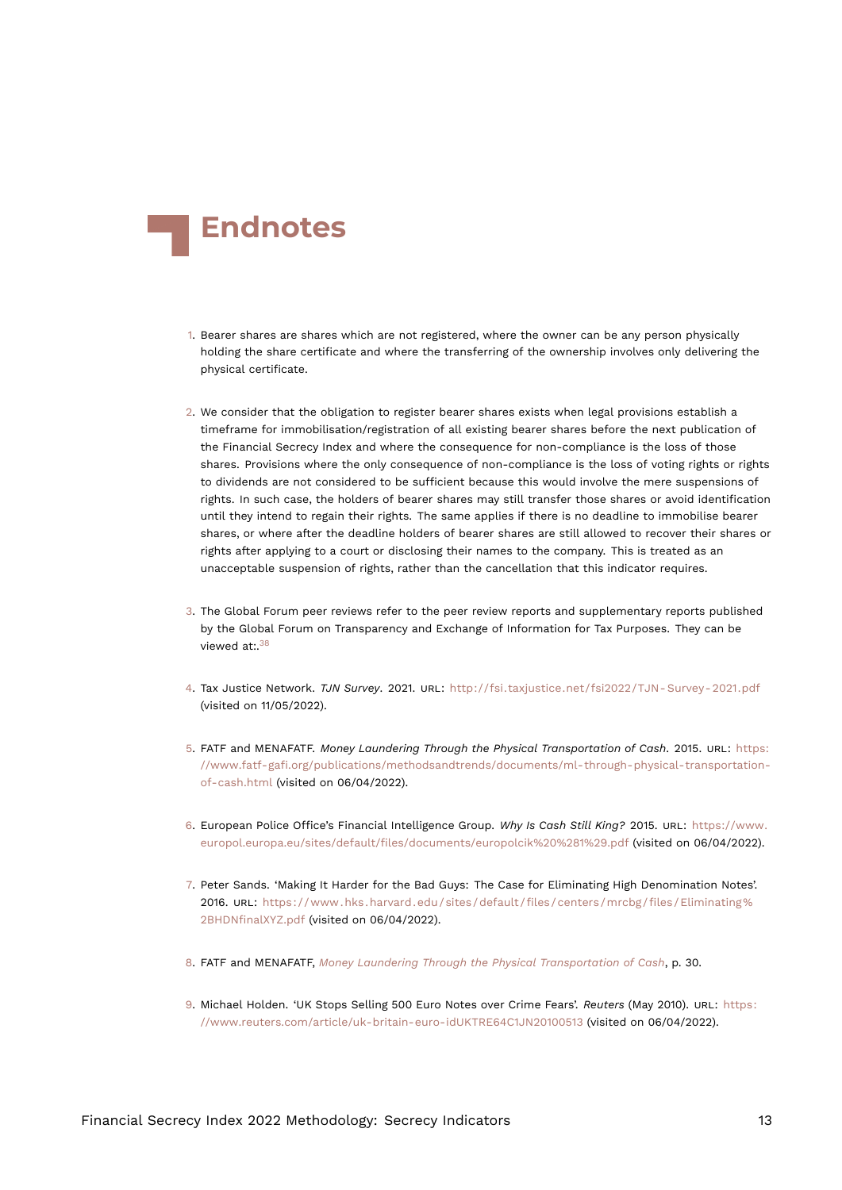# Endnotes

1. Bearer shares are shares which are not registered, where the owner can be any person physically holding the share certificate and where the transferring of the ownership involves only delivering the physical certificate.

2. We consider that the obligation to register bearer shares exists when legal provisions establish a timeframe for immobilisation/registration of all existing bearer shares before the next publication of the Financial Secrecy Index and where the consequence for non-compliance is the loss of those shares. Provisions where the only consequence of non-compliance is the loss of voting rights or rights to dividends are not considered to be sufficient because this would involve the mere suspensions of rights. In such case, the holders of bearer shares may still transfer those shares or avoid identification until they intend to regain their rights. The same applies if there is no deadline to immobilise bearer shares, or where after the deadline holders of bearer shares are still allowed to recover their shares or rights after applying to a court or disclosing their names to the company. This is treated as an unacceptable suspension of rights, rather than the cancellation that this indicator requires.

3. The Global Forum peer reviews refer to the peer review reports and supplementary reports published by the Global Forum on Transparency and Exchange of Information for Tax Purposes. They can be viewed at:.[38]

4. Tax Justice Network. *TJN Survey*. 2021. URL: http://fsi.taxjustice.net/fsi2022/TJN-Survey-2021.pdf (visited on 11/05/2022).

5. FATF and MENAFATF. *Money Laundering Through the Physical Transportation of Cash*. 2015. URL: https://www.fatf-gafi.org/publications/methodsandtrends/documents/ml-through-physical-transportation-of-cash.html (visited on 06/04/2022).

6. European Police Office's Financial Intelligence Group. *Why Is Cash Still King?* 2015. URL: https://www.europol.europa.eu/sites/default/files/documents/europolcik%20%281%29.pdf (visited on 06/04/2022).

7. Peter Sands. 'Making It Harder for the Bad Guys: The Case for Eliminating High Denomination Notes'. 2016. URL: https://www.hks.harvard.edu/sites/default/files/centers/mrcbg/files/Eliminating%2BHDNfinalXYZ.pdf (visited on 06/04/2022).

8. FATF and MENAFATF, *Money Laundering Through the Physical Transportation of Cash*, p. 30.

9. Michael Holden. 'UK Stops Selling 500 Euro Notes over Crime Fears'. *Reuters* (May 2010). URL: https://www.reuters.com/article/uk-britain-euro-idUKTRE64C1JN20100513 (visited on 06/04/2022).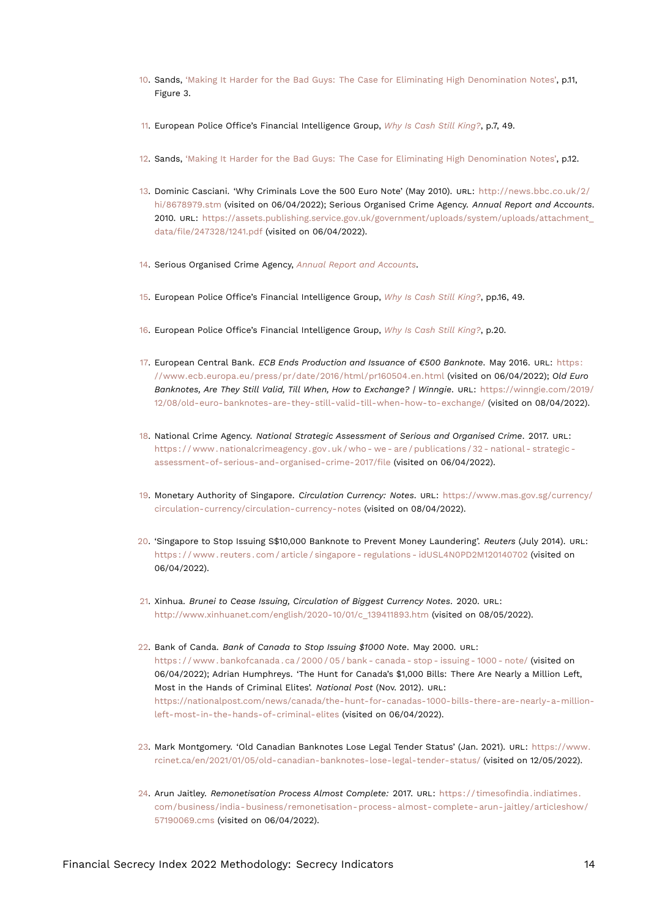10. Sands, 'Making It Harder for the Bad Guys: The Case for Eliminating High Denomination Notes', p.11, Figure 3.

11. European Police Office's Financial Intelligence Group, *Why Is Cash Still King?*, p.7, 49.

12. Sands, 'Making It Harder for the Bad Guys: The Case for Eliminating High Denomination Notes', p.12.

13. Dominic Casciani. 'Why Criminals Love the 500 Euro Note' (May 2010). URL: http://news.bbc.co.uk/2/hi/8678979.stm (visited on 06/04/2022); Serious Organised Crime Agency. *Annual Report and Accounts*. 2010. URL: https://assets.publishing.service.gov.uk/government/uploads/system/uploads/attachment_data/file/247328/1241.pdf (visited on 06/04/2022).

14. Serious Organised Crime Agency, *Annual Report and Accounts*.

15. European Police Office's Financial Intelligence Group, *Why Is Cash Still King?*, pp.16, 49.

16. European Police Office's Financial Intelligence Group, *Why Is Cash Still King?*, p.20.

17. European Central Bank. *ECB Ends Production and Issuance of €500 Banknote*. May 2016. URL: https://www.ecb.europa.eu/press/pr/date/2016/html/pr160504.en.html (visited on 06/04/2022); *Old Euro Banknotes, Are They Still Valid, Till When, How to Exchange? | Winngie*. URL: https://winngie.com/2019/12/08/old-euro-banknotes-are-they-still-valid-till-when-how-to-exchange/ (visited on 08/04/2022).

18. National Crime Agency. *National Strategic Assessment of Serious and Organised Crime*. 2017. URL: https://www.nationalcrimeagency.gov.uk/who-we-are/publications/32-national-strategic-assessment-of-serious-and-organised-crime-2017/file (visited on 06/04/2022).

19. Monetary Authority of Singapore. *Circulation Currency: Notes*. URL: https://www.mas.gov.sg/currency/circulation-currency/circulation-currency-notes (visited on 08/04/2022).

20. 'Singapore to Stop Issuing S$10,000 Banknote to Prevent Money Laundering'. *Reuters* (July 2014). URL: https://www.reuters.com/article/singapore-regulations-idUSL4N0PD2M120140702 (visited on 06/04/2022).

21. Xinhua. *Brunei to Cease Issuing, Circulation of Biggest Currency Notes*. 2020. URL: http://www.xinhuanet.com/english/2020-10/01/c_139411893.htm (visited on 08/05/2022).

22. Bank of Canda. *Bank of Canada to Stop Issuing $1000 Note*. May 2000. URL: https://www.bankofcanada.ca/2000/05/bank-canada-stop-issuing-1000-note/ (visited on 06/04/2022); Adrian Humphreys. 'The Hunt for Canada's $1,000 Bills: There Are Nearly a Million Left, Most in the Hands of Criminal Elites'. *National Post* (Nov. 2012). URL: https://nationalpost.com/news/canada/the-hunt-for-canadas-1000-bills-there-are-nearly-a-million-left-most-in-the-hands-of-criminal-elites (visited on 06/04/2022).

23. Mark Montgomery. 'Old Canadian Banknotes Lose Legal Tender Status' (Jan. 2021). URL: https://www.rcinet.ca/en/2021/01/05/old-canadian-banknotes-lose-legal-tender-status/ (visited on 12/05/2022).

24. Arun Jaitley. *Remonetisation Process Almost Complete:* 2017. URL: https://timesofindia.indiatimes.com/business/india-business/remonetisation-process-almost-complete-arun-jaitley/articleshow/57190069.cms (visited on 06/04/2022).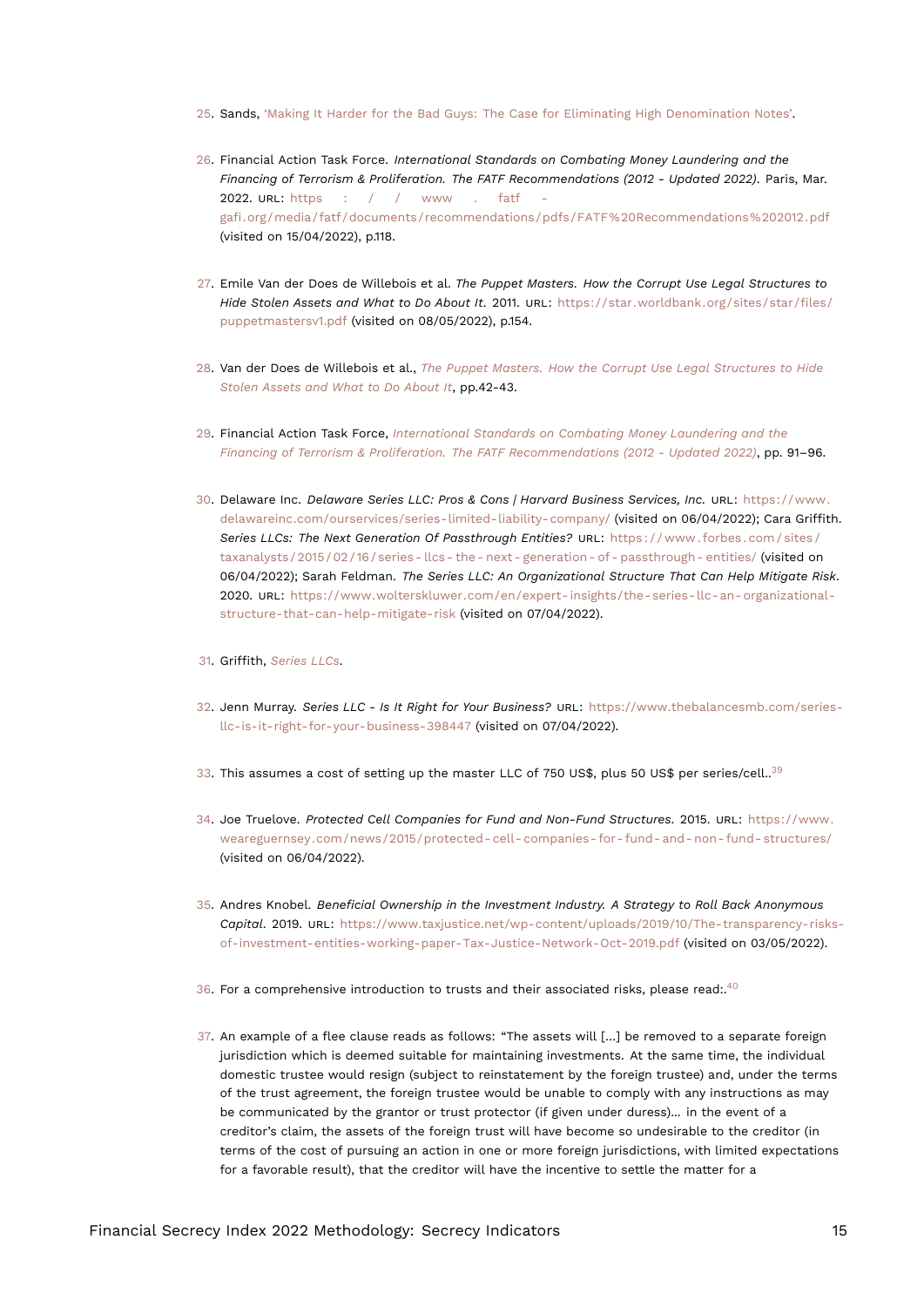25. Sands, 'Making It Harder for the Bad Guys: The Case for Eliminating High Denomination Notes'.

26. Financial Action Task Force. *International Standards on Combating Money Laundering and the Financing of Terrorism & Proliferation. The FATF Recommendations (2012 - Updated 2022).* Paris, Mar. 2022. URL: https://www.fatf-gafi.org/media/fatf/documents/recommendations/pdfs/FATF%20Recommendations%202012.pdf (visited on 15/04/2022), p.118.

27. Emile Van der Does de Willebois et al. *The Puppet Masters. How the Corrupt Use Legal Structures to Hide Stolen Assets and What to Do About It.* 2011. URL: https://star.worldbank.org/sites/star/files/puppetmastersv1.pdf (visited on 08/05/2022), p.154.

28. Van der Does de Willebois et al., *The Puppet Masters. How the Corrupt Use Legal Structures to Hide Stolen Assets and What to Do About It*, pp.42-43.

29. Financial Action Task Force, *International Standards on Combating Money Laundering and the Financing of Terrorism & Proliferation. The FATF Recommendations (2012 - Updated 2022)*, pp. 91–96.

30. Delaware Inc. *Delaware Series LLC: Pros & Cons | Harvard Business Services, Inc.* URL: https://www.delawareinc.com/ourservices/series-limited-liability-company/ (visited on 06/04/2022); Cara Griffith. *Series LLCs: The Next Generation Of Passthrough Entities?* URL: https://www.forbes.com/sites/taxanalysts/2015/02/16/series-llcs-the-next-generation-of-passthrough-entities/ (visited on 06/04/2022); Sarah Feldman. *The Series LLC: An Organizational Structure That Can Help Mitigate Risk.* 2020. URL: https://www.wolterskluwer.com/en/expert-insights/the-series-llc-an-organizational-structure-that-can-help-mitigate-risk (visited on 07/04/2022).

31. Griffith, *Series LLCs*.

32. Jenn Murray. *Series LLC - Is It Right for Your Business?* URL: https://www.thebalancesmb.com/series-llc-is-it-right-for-your-business-398447 (visited on 07/04/2022).

33. This assumes a cost of setting up the master LLC of 750 US$, plus 50 US$ per series/cell..[39]

34. Joe Truelove. *Protected Cell Companies for Fund and Non-Fund Structures.* 2015. URL: https://www.weareguernsey.com/news/2015/protected-cell-companies-for-fund-and-non-fund-structures/ (visited on 06/04/2022).

35. Andres Knobel. *Beneficial Ownership in the Investment Industry. A Strategy to Roll Back Anonymous Capital.* 2019. URL: https://www.taxjustice.net/wp-content/uploads/2019/10/The-transparency-risks-of-investment-entities-working-paper-Tax-Justice-Network-Oct-2019.pdf (visited on 03/05/2022).

36. For a comprehensive introduction to trusts and their associated risks, please read:.[40]

37. An example of a flee clause reads as follows: "The assets will [...] be removed to a separate foreign jurisdiction which is deemed suitable for maintaining investments. At the same time, the individual domestic trustee would resign (subject to reinstatement by the foreign trustee) and, under the terms of the trust agreement, the foreign trustee would be unable to comply with any instructions as may be communicated by the grantor or trust protector (if given under duress)... in the event of a creditor's claim, the assets of the foreign trust will have become so undesirable to the creditor (in terms of the cost of pursuing an action in one or more foreign jurisdictions, with limited expectations for a favorable result), that the creditor will have the incentive to settle the matter for a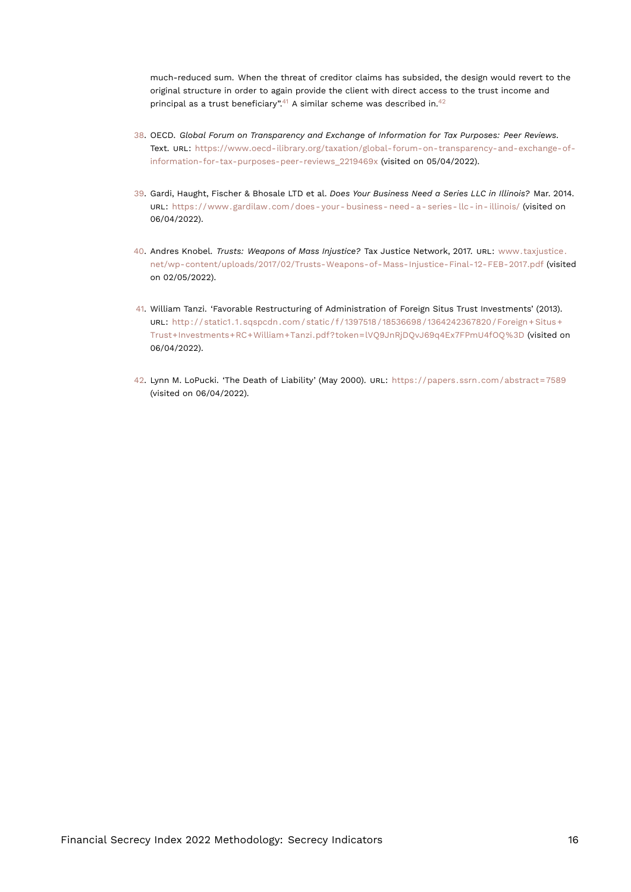much-reduced sum. When the threat of creditor claims has subsided, the design would revert to the original structure in order to again provide the client with direct access to the trust income and principal as a trust beneficiary".[41] A similar scheme was described in.[42]

38. OECD. *Global Forum on Transparency and Exchange of Information for Tax Purposes: Peer Reviews*. Text. URL: https://www.oecd-ilibrary.org/taxation/global-forum-on-transparency-and-exchange-of-information-for-tax-purposes-peer-reviews_2219469x (visited on 05/04/2022).

39. Gardi, Haught, Fischer & Bhosale LTD et al. *Does Your Business Need a Series LLC in Illinois?* Mar. 2014. URL: https://www.gardilaw.com/does-your-business-need-a-series-llc-in-illinois/ (visited on 06/04/2022).

40. Andres Knobel. *Trusts: Weapons of Mass Injustice?* Tax Justice Network, 2017. URL: www.taxjustice.net/wp-content/uploads/2017/02/Trusts-Weapons-of-Mass-Injustice-Final-12-FEB-2017.pdf (visited on 02/05/2022).

41. William Tanzi. 'Favorable Restructuring of Administration of Foreign Situs Trust Investments' (2013). URL: http://static1.1.sqspcdn.com/static/f/1397518/18536698/1364242367820/Foreign+Situs+Trust+Investments+RC+William+Tanzi.pdf?token=lVQ9JnRjDQvJ69q4Ex7FPmU4fOQ%3D (visited on 06/04/2022).

42. Lynn M. LoPucki. 'The Death of Liability' (May 2000). URL: https://papers.ssrn.com/abstract=7589 (visited on 06/04/2022).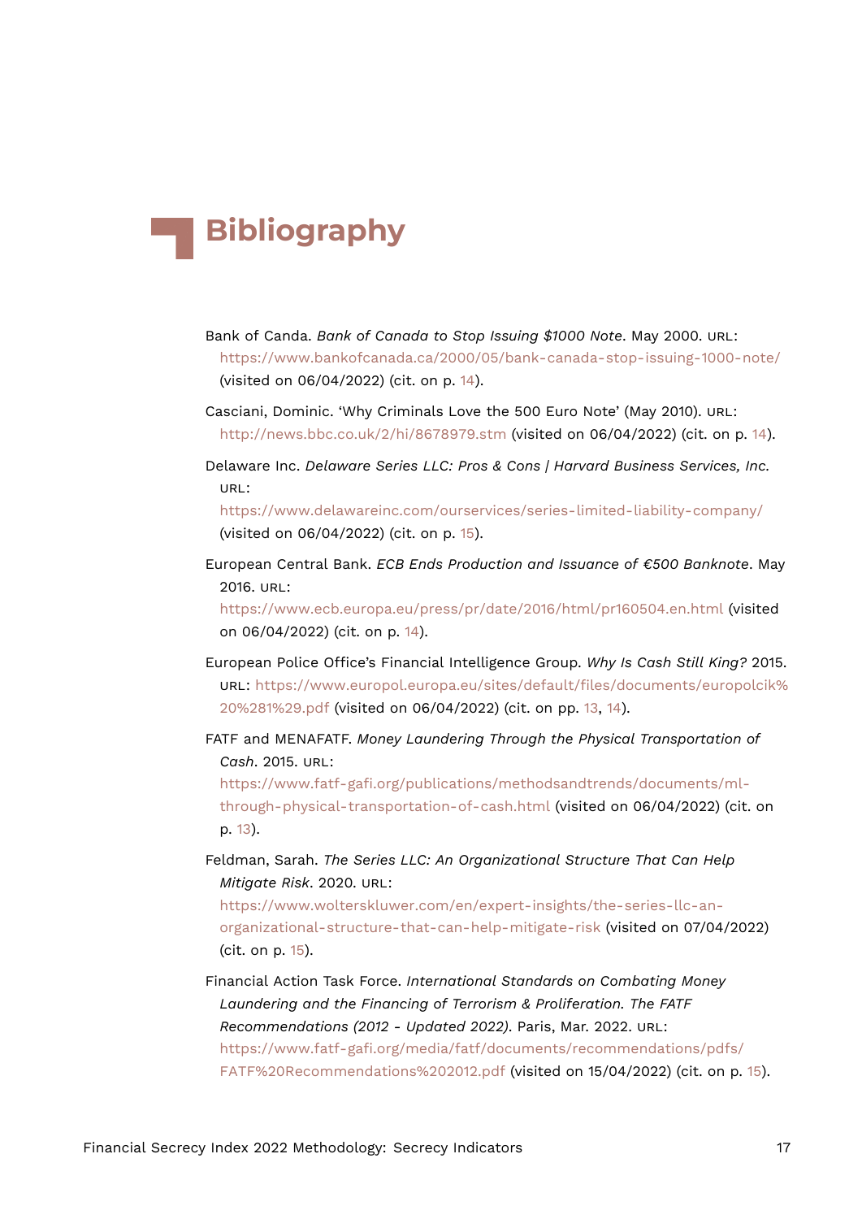# Bibliography

Bank of Canda. *Bank of Canada to Stop Issuing $1000 Note*. May 2000. URL: https://www.bankofcanada.ca/2000/05/bank-canada-stop-issuing-1000-note/ (visited on 06/04/2022) (cit. on p. 14).

Casciani, Dominic. 'Why Criminals Love the 500 Euro Note' (May 2010). URL: http://news.bbc.co.uk/2/hi/8678979.stm (visited on 06/04/2022) (cit. on p. 14).

Delaware Inc. *Delaware Series LLC: Pros & Cons | Harvard Business Services, Inc.* URL: https://www.delawareinc.com/ourservices/series-limited-liability-company/ (visited on 06/04/2022) (cit. on p. 15).

European Central Bank. *ECB Ends Production and Issuance of €500 Banknote*. May 2016. URL: https://www.ecb.europa.eu/press/pr/date/2016/html/pr160504.en.html (visited on 06/04/2022) (cit. on p. 14).

European Police Office's Financial Intelligence Group. *Why Is Cash Still King?* 2015. URL: https://www.europol.europa.eu/sites/default/files/documents/europolcik%20%281%29.pdf (visited on 06/04/2022) (cit. on pp. 13, 14).

FATF and MENAFATF. *Money Laundering Through the Physical Transportation of Cash*. 2015. URL: https://www.fatf-gafi.org/publications/methodsandtrends/documents/ml-through-physical-transportation-of-cash.html (visited on 06/04/2022) (cit. on p. 13).

Feldman, Sarah. *The Series LLC: An Organizational Structure That Can Help Mitigate Risk*. 2020. URL: https://www.wolterskluwer.com/en/expert-insights/the-series-llc-an-organizational-structure-that-can-help-mitigate-risk (visited on 07/04/2022) (cit. on p. 15).

Financial Action Task Force. *International Standards on Combating Money Laundering and the Financing of Terrorism & Proliferation. The FATF Recommendations (2012 - Updated 2022)*. Paris, Mar. 2022. URL: https://www.fatf-gafi.org/media/fatf/documents/recommendations/pdfs/FATF%20Recommendations%202012.pdf (visited on 15/04/2022) (cit. on p. 15).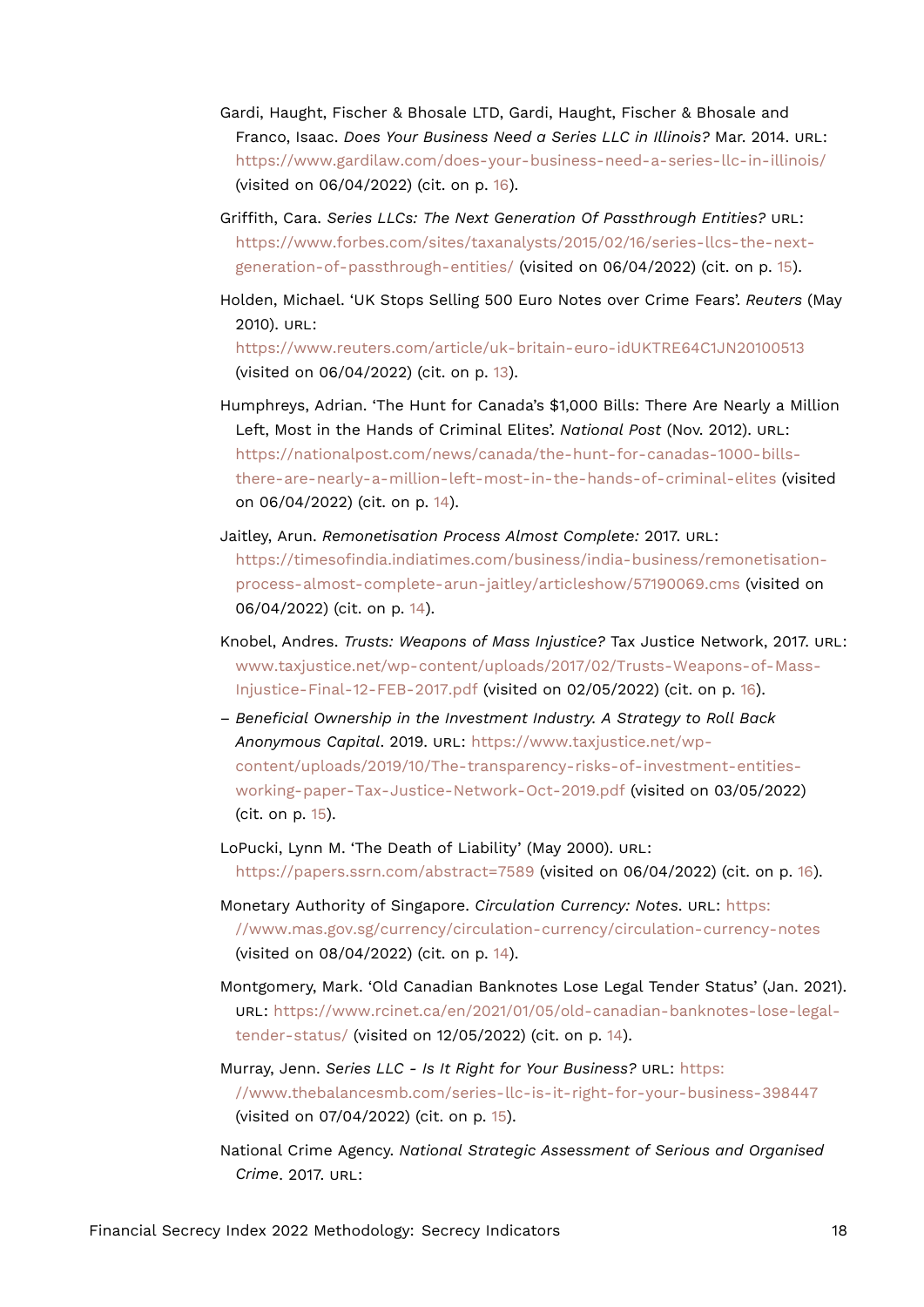Gardi, Haught, Fischer & Bhosale LTD, Gardi, Haught, Fischer & Bhosale and Franco, Isaac. *Does Your Business Need a Series LLC in Illinois?* Mar. 2014. URL: https://www.gardilaw.com/does-your-business-need-a-series-llc-in-illinois/ (visited on 06/04/2022) (cit. on p. 16).

Griffith, Cara. *Series LLCs: The Next Generation Of Passthrough Entities?* URL: https://www.forbes.com/sites/taxanalysts/2015/02/16/series-llcs-the-next-generation-of-passthrough-entities/ (visited on 06/04/2022) (cit. on p. 15).

Holden, Michael. 'UK Stops Selling 500 Euro Notes over Crime Fears'. *Reuters* (May 2010). URL: https://www.reuters.com/article/uk-britain-euro-idUKTRE64C1JN20100513 (visited on 06/04/2022) (cit. on p. 13).

Humphreys, Adrian. 'The Hunt for Canada's $1,000 Bills: There Are Nearly a Million Left, Most in the Hands of Criminal Elites'. *National Post* (Nov. 2012). URL: https://nationalpost.com/news/canada/the-hunt-for-canadas-1000-bills-there-are-nearly-a-million-left-most-in-the-hands-of-criminal-elites (visited on 06/04/2022) (cit. on p. 14).

Jaitley, Arun. *Remonetisation Process Almost Complete:* 2017. URL: https://timesofindia.indiatimes.com/business/india-business/remonetisation-process-almost-complete-arun-jaitley/articleshow/57190069.cms (visited on 06/04/2022) (cit. on p. 14).

Knobel, Andres. *Trusts: Weapons of Mass Injustice?* Tax Justice Network, 2017. URL: www.taxjustice.net/wp-content/uploads/2017/02/Trusts-Weapons-of-Mass-Injustice-Final-12-FEB-2017.pdf (visited on 02/05/2022) (cit. on p. 16).

– *Beneficial Ownership in the Investment Industry. A Strategy to Roll Back Anonymous Capital*. 2019. URL: https://www.taxjustice.net/wp-content/uploads/2019/10/The-transparency-risks-of-investment-entities-working-paper-Tax-Justice-Network-Oct-2019.pdf (visited on 03/05/2022) (cit. on p. 15).

LoPucki, Lynn M. 'The Death of Liability' (May 2000). URL: https://papers.ssrn.com/abstract=7589 (visited on 06/04/2022) (cit. on p. 16).

Monetary Authority of Singapore. *Circulation Currency: Notes*. URL: https://www.mas.gov.sg/currency/circulation-currency/circulation-currency-notes (visited on 08/04/2022) (cit. on p. 14).

Montgomery, Mark. 'Old Canadian Banknotes Lose Legal Tender Status' (Jan. 2021). URL: https://www.rcinet.ca/en/2021/01/05/old-canadian-banknotes-lose-legal-tender-status/ (visited on 12/05/2022) (cit. on p. 14).

Murray, Jenn. *Series LLC - Is It Right for Your Business?* URL: https://www.thebalancesmb.com/series-llc-is-it-right-for-your-business-398447 (visited on 07/04/2022) (cit. on p. 15).

National Crime Agency. *National Strategic Assessment of Serious and Organised Crime*. 2017. URL: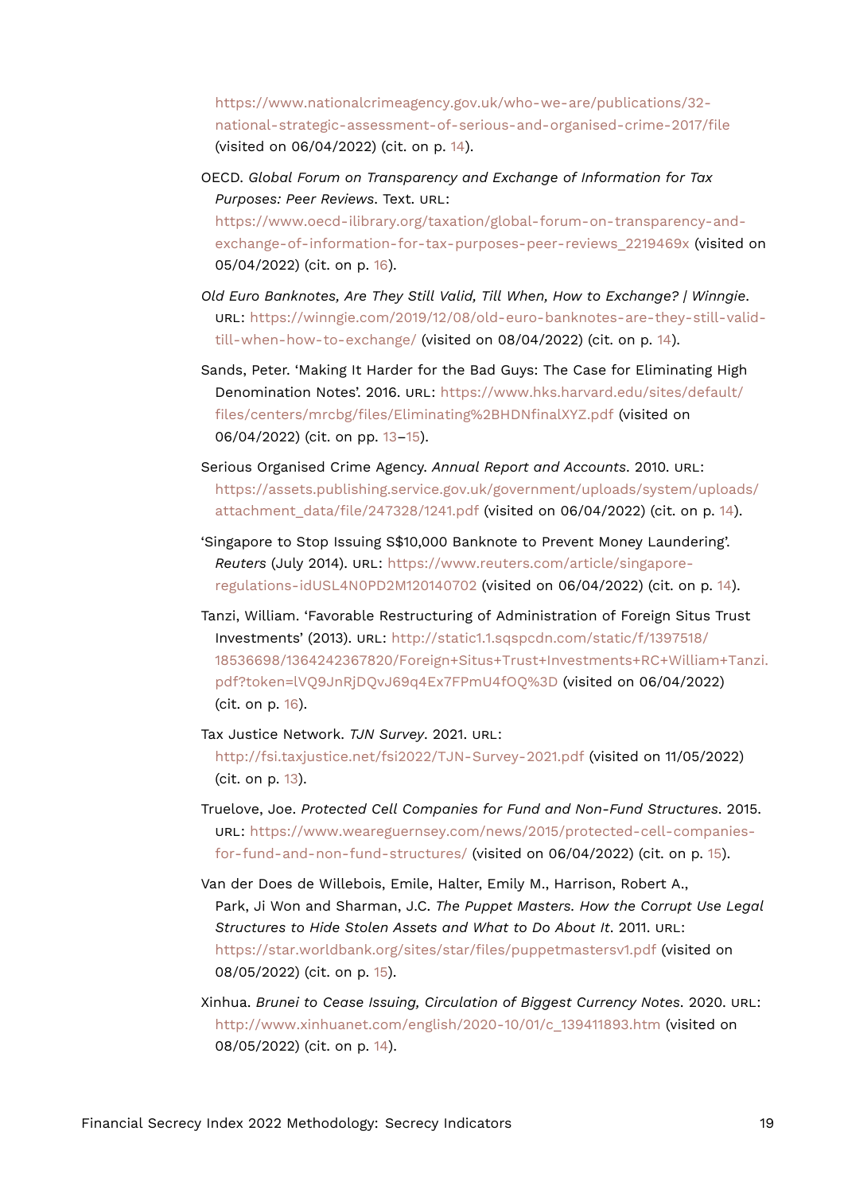https://www.nationalcrimeagency.gov.uk/who-we-are/publications/32-national-strategic-assessment-of-serious-and-organised-crime-2017/file (visited on 06/04/2022) (cit. on p. 14).

OECD. *Global Forum on Transparency and Exchange of Information for Tax Purposes: Peer Reviews*. Text. URL: https://www.oecd-ilibrary.org/taxation/global-forum-on-transparency-and-exchange-of-information-for-tax-purposes-peer-reviews_2219469x (visited on 05/04/2022) (cit. on p. 16).

*Old Euro Banknotes, Are They Still Valid, Till When, How to Exchange? | Winngie*. URL: https://winngie.com/2019/12/08/old-euro-banknotes-are-they-still-valid-till-when-how-to-exchange/ (visited on 08/04/2022) (cit. on p. 14).

Sands, Peter. 'Making It Harder for the Bad Guys: The Case for Eliminating High Denomination Notes'. 2016. URL: https://www.hks.harvard.edu/sites/default/files/centers/mrcbg/files/Eliminating%2BHDNfinalXYZ.pdf (visited on 06/04/2022) (cit. on pp. 13–15).

Serious Organised Crime Agency. *Annual Report and Accounts*. 2010. URL: https://assets.publishing.service.gov.uk/government/uploads/system/uploads/attachment_data/file/247328/1241.pdf (visited on 06/04/2022) (cit. on p. 14).

'Singapore to Stop Issuing S$10,000 Banknote to Prevent Money Laundering'. *Reuters* (July 2014). URL: https://www.reuters.com/article/singapore-regulations-idUSL4N0PD2M120140702 (visited on 06/04/2022) (cit. on p. 14).

Tanzi, William. 'Favorable Restructuring of Administration of Foreign Situs Trust Investments' (2013). URL: http://static1.1.sqspcdn.com/static/f/1397518/18536698/1364242367820/Foreign+Situs+Trust+Investments+RC+William+Tanzi.pdf?token=lVQ9JnRjDQvJ69q4Ex7FPmU4fOQ%3D (visited on 06/04/2022) (cit. on p. 16).

Tax Justice Network. *TJN Survey*. 2021. URL: http://fsi.taxjustice.net/fsi2022/TJN-Survey-2021.pdf (visited on 11/05/2022) (cit. on p. 13).

Truelove, Joe. *Protected Cell Companies for Fund and Non-Fund Structures*. 2015. URL: https://www.weareguernsey.com/news/2015/protected-cell-companies-for-fund-and-non-fund-structures/ (visited on 06/04/2022) (cit. on p. 15).

Van der Does de Willebois, Emile, Halter, Emily M., Harrison, Robert A., Park, Ji Won and Sharman, J.C. *The Puppet Masters. How the Corrupt Use Legal Structures to Hide Stolen Assets and What to Do About It*. 2011. URL: https://star.worldbank.org/sites/star/files/puppetmastersv1.pdf (visited on 08/05/2022) (cit. on p. 15).

Xinhua. *Brunei to Cease Issuing, Circulation of Biggest Currency Notes*. 2020. URL: http://www.xinhuanet.com/english/2020-10/01/c_139411893.htm (visited on 08/05/2022) (cit. on p. 14).